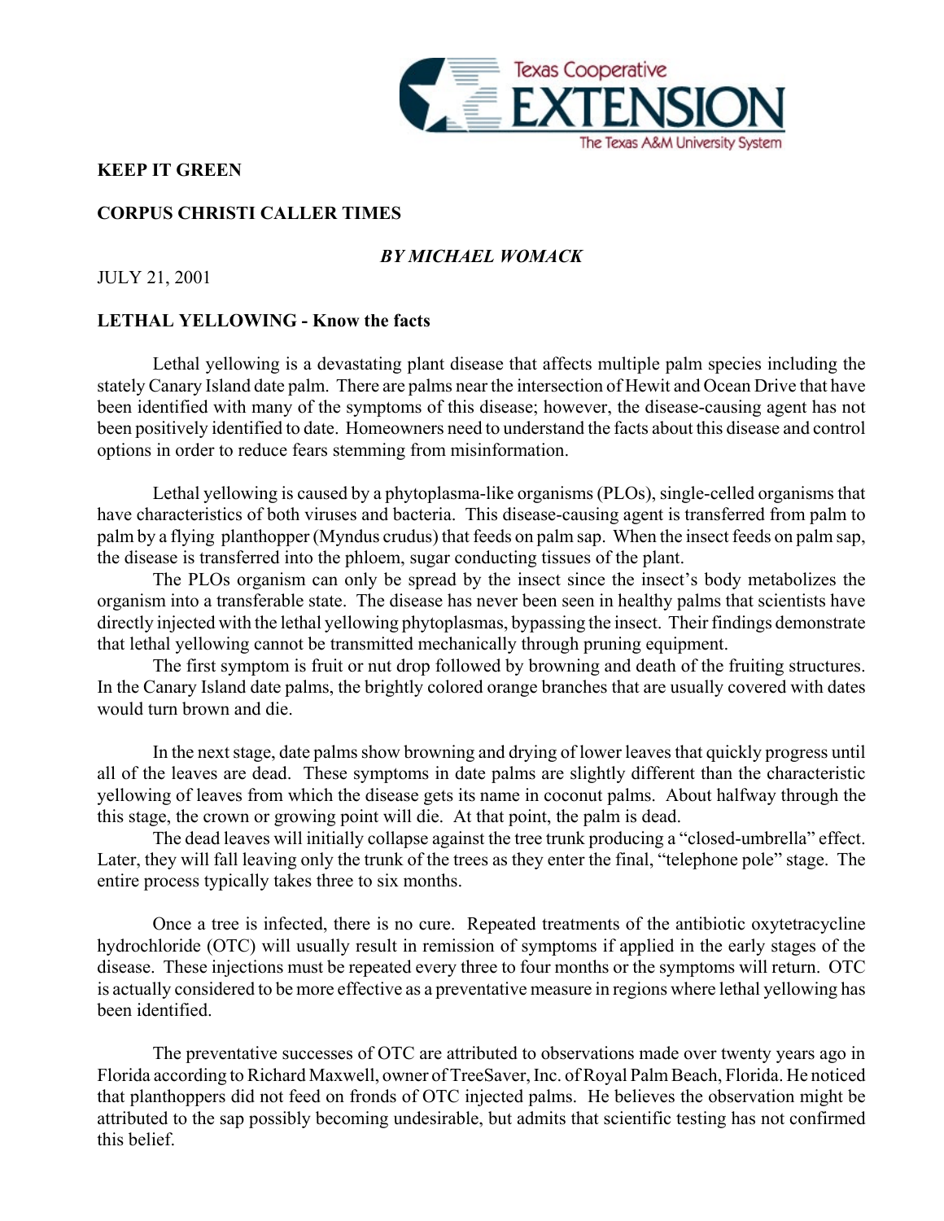Texas Cooperative EXTENSION
The Texas A&M University System

**KEEP IT GREEN**

**CORPUS CHRISTI CALLER TIMES**

***BY MICHAEL WOMACK***

JULY 21, 2001

**LETHAL YELLOWING - Know the facts**

Lethal yellowing is a devastating plant disease that affects multiple palm species including the stately Canary Island date palm. There are palms near the intersection of Hewit and Ocean Drive that have been identified with many of the symptoms of this disease; however, the disease-causing agent has not been positively identified to date. Homeowners need to understand the facts about this disease and control options in order to reduce fears stemming from misinformation.

Lethal yellowing is caused by a phytoplasma-like organisms (PLOs), single-celled organisms that have characteristics of both viruses and bacteria. This disease-causing agent is transferred from palm to palm by a flying planthopper (Myndus crudus) that feeds on palm sap. When the insect feeds on palm sap, the disease is transferred into the phloem, sugar conducting tissues of the plant.

The PLOs organism can only be spread by the insect since the insect's body metabolizes the organism into a transferable state. The disease has never been seen in healthy palms that scientists have directly injected with the lethal yellowing phytoplasmas, bypassing the insect. Their findings demonstrate that lethal yellowing cannot be transmitted mechanically through pruning equipment.

The first symptom is fruit or nut drop followed by browning and death of the fruiting structures. In the Canary Island date palms, the brightly colored orange branches that are usually covered with dates would turn brown and die.

In the next stage, date palms show browning and drying of lower leaves that quickly progress until all of the leaves are dead. These symptoms in date palms are slightly different than the characteristic yellowing of leaves from which the disease gets its name in coconut palms. About halfway through the this stage, the crown or growing point will die. At that point, the palm is dead.

The dead leaves will initially collapse against the tree trunk producing a "closed-umbrella" effect. Later, they will fall leaving only the trunk of the trees as they enter the final, "telephone pole" stage. The entire process typically takes three to six months.

Once a tree is infected, there is no cure. Repeated treatments of the antibiotic oxytetracycline hydrochloride (OTC) will usually result in remission of symptoms if applied in the early stages of the disease. These injections must be repeated every three to four months or the symptoms will return. OTC is actually considered to be more effective as a preventative measure in regions where lethal yellowing has been identified.

The preventative successes of OTC are attributed to observations made over twenty years ago in Florida according to Richard Maxwell, owner of TreeSaver, Inc. of Royal Palm Beach, Florida. He noticed that planthoppers did not feed on fronds of OTC injected palms. He believes the observation might be attributed to the sap possibly becoming undesirable, but admits that scientific testing has not confirmed this belief.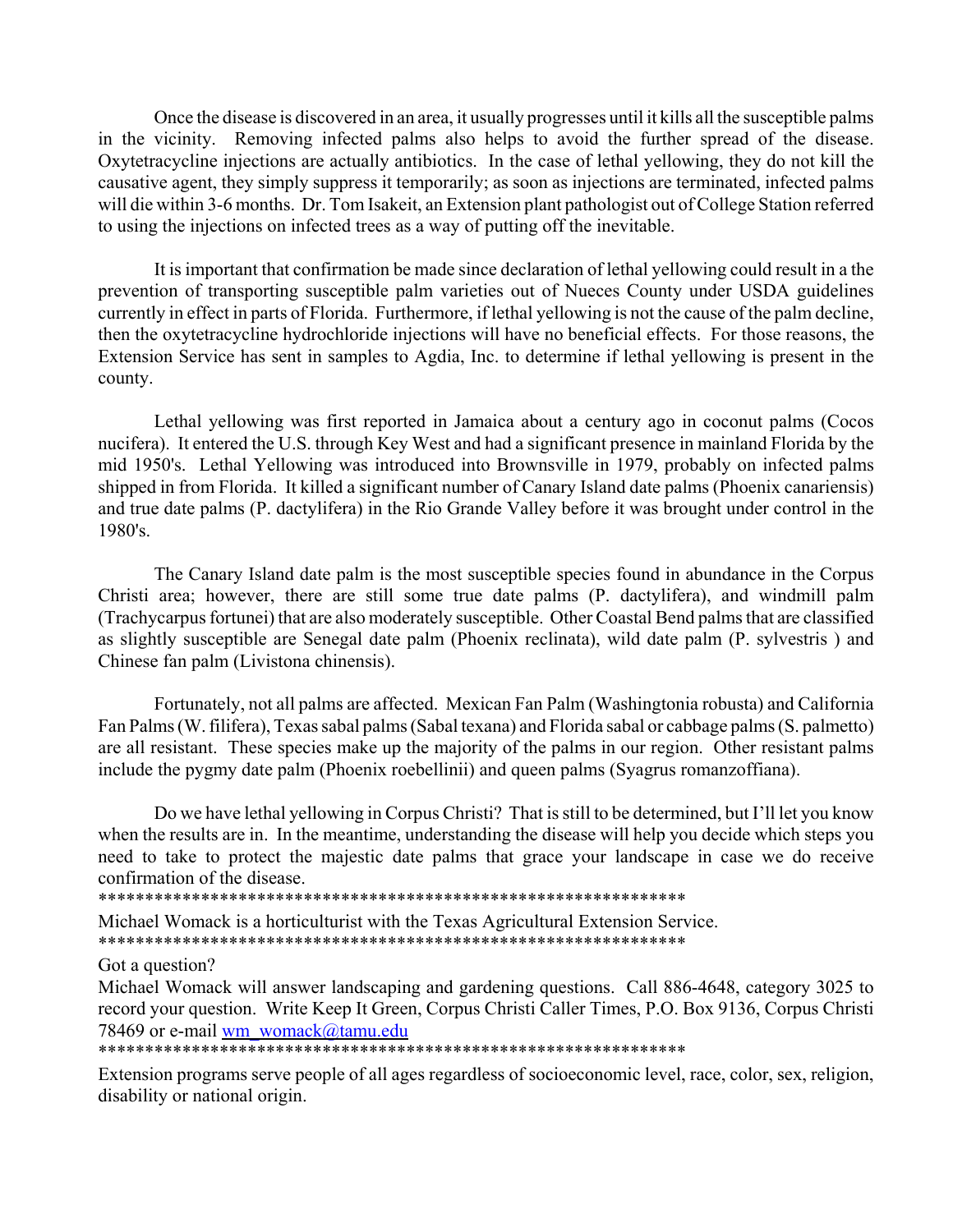Once the disease is discovered in an area, it usually progresses until it kills all the susceptible palms in the vicinity. Removing infected palms also helps to avoid the further spread of the disease. Oxytetracycline injections are actually antibiotics. In the case of lethal yellowing, they do not kill the causative agent, they simply suppress it temporarily; as soon as injections are terminated, infected palms will die within 3-6 months. Dr. Tom Isakeit, an Extension plant pathologist out of College Station referred to using the injections on infected trees as a way of putting off the inevitable.

It is important that confirmation be made since declaration of lethal yellowing could result in a the prevention of transporting susceptible palm varieties out of Nueces County under USDA guidelines currently in effect in parts of Florida. Furthermore, if lethal yellowing is not the cause of the palm decline, then the oxytetracycline hydrochloride injections will have no beneficial effects. For those reasons, the Extension Service has sent in samples to Agdia, Inc. to determine if lethal yellowing is present in the county.

Lethal yellowing was first reported in Jamaica about a century ago in coconut palms (Cocos nucifera). It entered the U.S. through Key West and had a significant presence in mainland Florida by the mid 1950's. Lethal Yellowing was introduced into Brownsville in 1979, probably on infected palms shipped in from Florida. It killed a significant number of Canary Island date palms (Phoenix canariensis) and true date palms (P. dactylifera) in the Rio Grande Valley before it was brought under control in the 1980's.

The Canary Island date palm is the most susceptible species found in abundance in the Corpus Christi area; however, there are still some true date palms (P. dactylifera), and windmill palm (Trachycarpus fortunei) that are also moderately susceptible. Other Coastal Bend palms that are classified as slightly susceptible are Senegal date palm (Phoenix reclinata), wild date palm (P. sylvestris ) and Chinese fan palm (Livistona chinensis).

Fortunately, not all palms are affected. Mexican Fan Palm (Washingtonia robusta) and California Fan Palms (W. filifera), Texas sabal palms (Sabal texana) and Florida sabal or cabbage palms (S. palmetto) are all resistant. These species make up the majority of the palms in our region. Other resistant palms include the pygmy date palm (Phoenix roebellinii) and queen palms (Syagrus romanzoffiana).

Do we have lethal yellowing in Corpus Christi? That is still to be determined, but I'll let you know when the results are in. In the meantime, understanding the disease will help you decide which steps you need to take to protect the majestic date palms that grace your landscape in case we do receive confirmation of the disease.

*****************************************************************

Michael Womack is a horticulturist with the Texas Agricultural Extension Service.

*****************************************************************

Got a question?

Michael Womack will answer landscaping and gardening questions. Call 886-4648, category 3025 to record your question. Write Keep It Green, Corpus Christi Caller Times, P.O. Box 9136, Corpus Christi 78469 or e-mail wm_womack@tamu.edu

*****************************************************************

Extension programs serve people of all ages regardless of socioeconomic level, race, color, sex, religion, disability or national origin.